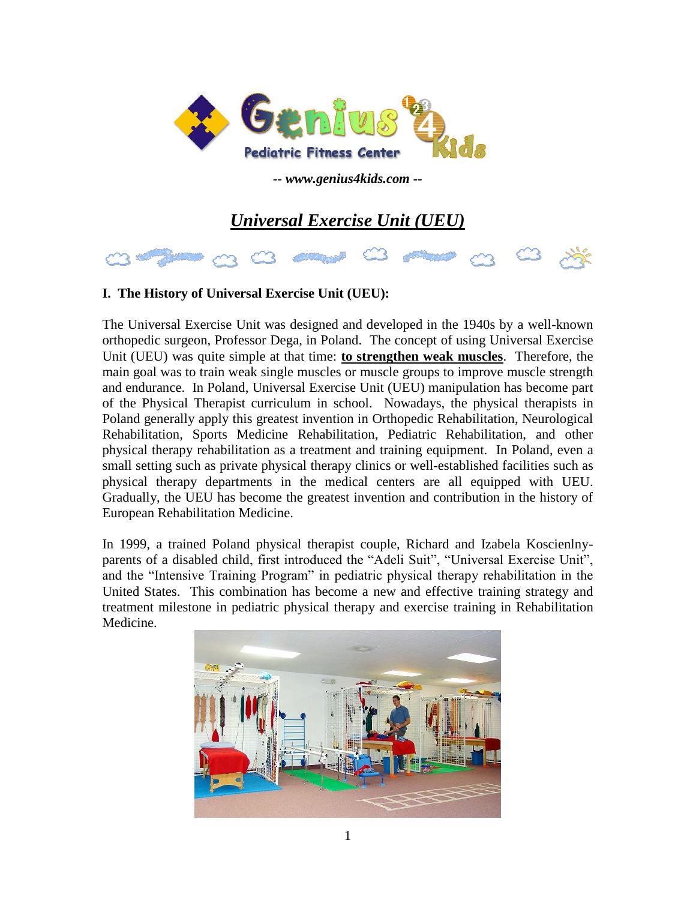*-- www.genius4kids.com --*

# *Universal Exercise Unit (UEU)*

## I. The History of Universal Exercise Unit (UEU):

The Universal Exercise Unit was designed and developed in the 1940s by a well-known orthopedic surgeon, Professor Dega, in Poland. The concept of using Universal Exercise Unit (UEU) was quite simple at that time: **to strengthen weak muscles**. Therefore, the main goal was to train weak single muscles or muscle groups to improve muscle strength and endurance. In Poland, Universal Exercise Unit (UEU) manipulation has become part of the Physical Therapist curriculum in school. Nowadays, the physical therapists in Poland generally apply this greatest invention in Orthopedic Rehabilitation, Neurological Rehabilitation, Sports Medicine Rehabilitation, Pediatric Rehabilitation, and other physical therapy rehabilitation as a treatment and training equipment. In Poland, even a small setting such as private physical therapy clinics or well-established facilities such as physical therapy departments in the medical centers are all equipped with UEU. Gradually, the UEU has become the greatest invention and contribution in the history of European Rehabilitation Medicine.

In 1999, a trained Poland physical therapist couple, Richard and Izabela Koscienlny-parents of a disabled child, first introduced the "Adeli Suit", "Universal Exercise Unit", and the "Intensive Training Program" in pediatric physical therapy rehabilitation in the United States. This combination has become a new and effective training strategy and treatment milestone in pediatric physical therapy and exercise training in Rehabilitation Medicine.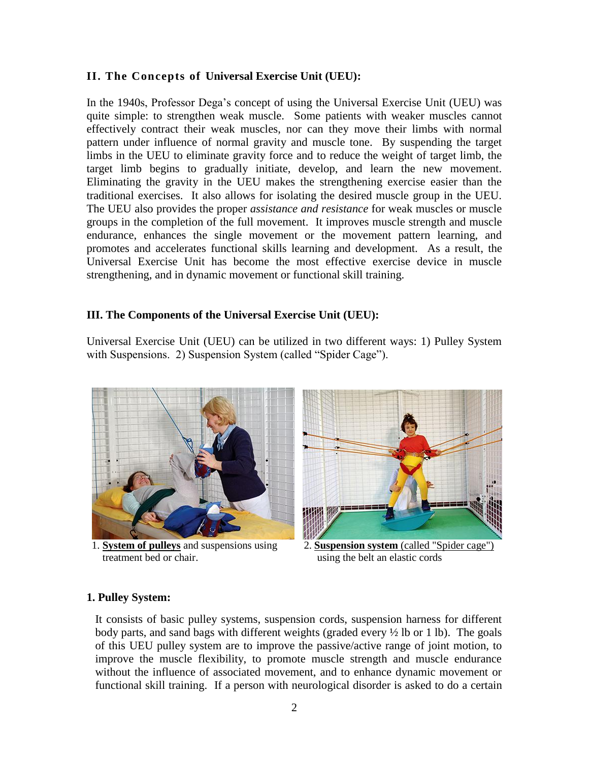### II. The Concepts of Universal Exercise Unit (UEU):

In the 1940s, Professor Dega's concept of using the Universal Exercise Unit (UEU) was quite simple: to strengthen weak muscle. Some patients with weaker muscles cannot effectively contract their weak muscles, nor can they move their limbs with normal pattern under influence of normal gravity and muscle tone. By suspending the target limbs in the UEU to eliminate gravity force and to reduce the weight of target limb, the target limb begins to gradually initiate, develop, and learn the new movement. Eliminating the gravity in the UEU makes the strengthening exercise easier than the traditional exercises. It also allows for isolating the desired muscle group in the UEU. The UEU also provides the proper *assistance and resistance* for weak muscles or muscle groups in the completion of the full movement. It improves muscle strength and muscle endurance, enhances the single movement or the movement pattern learning, and promotes and accelerates functional skills learning and development. As a result, the Universal Exercise Unit has become the most effective exercise device in muscle strengthening, and in dynamic movement or functional skill training.

### III. The Components of the Universal Exercise Unit (UEU):

Universal Exercise Unit (UEU) can be utilized in two different ways: 1) Pulley System with Suspensions. 2) Suspension System (called "Spider Cage").

1. **System of pulleys** and suspensions using treatment bed or chair.

2. **Suspension system** (called "Spider cage") using the belt an elastic cords

#### 1. Pulley System:

It consists of basic pulley systems, suspension cords, suspension harness for different body parts, and sand bags with different weights (graded every ½ lb or 1 lb). The goals of this UEU pulley system are to improve the passive/active range of joint motion, to improve the muscle flexibility, to promote muscle strength and muscle endurance without the influence of associated movement, and to enhance dynamic movement or functional skill training. If a person with neurological disorder is asked to do a certain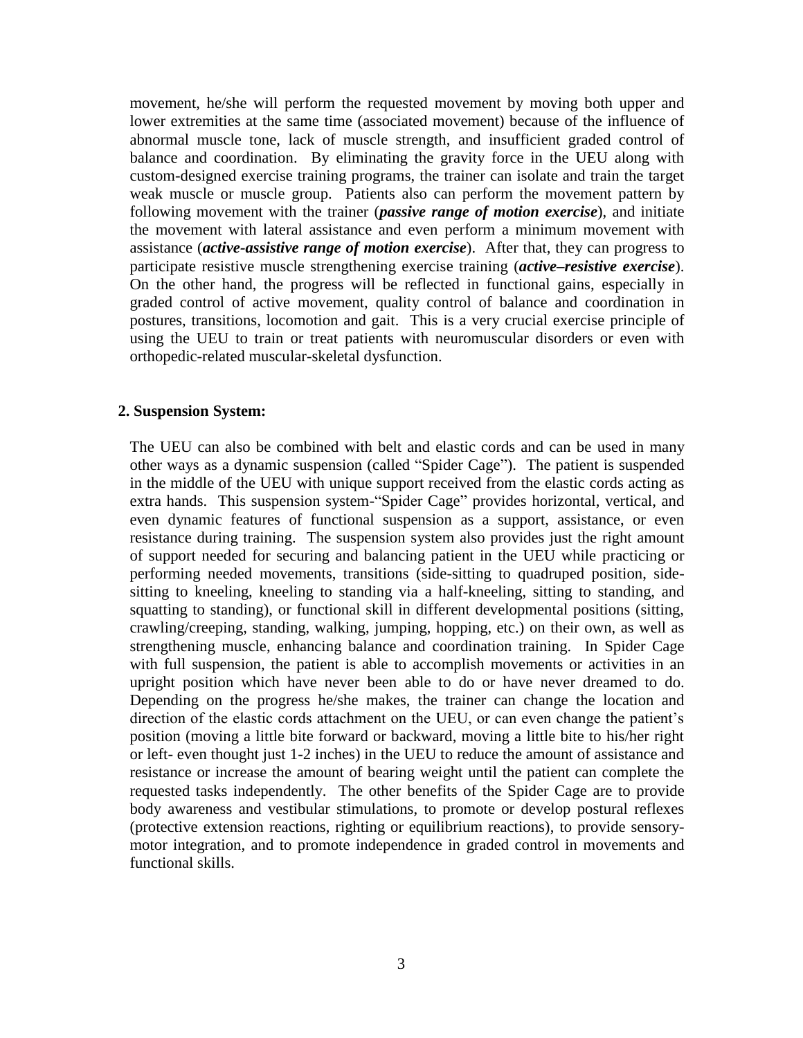movement, he/she will perform the requested movement by moving both upper and lower extremities at the same time (associated movement) because of the influence of abnormal muscle tone, lack of muscle strength, and insufficient graded control of balance and coordination. By eliminating the gravity force in the UEU along with custom-designed exercise training programs, the trainer can isolate and train the target weak muscle or muscle group. Patients also can perform the movement pattern by following movement with the trainer (***passive range of motion exercise***), and initiate the movement with lateral assistance and even perform a minimum movement with assistance (***active-assistive range of motion exercise***). After that, they can progress to participate resistive muscle strengthening exercise training (***active–resistive exercise***). On the other hand, the progress will be reflected in functional gains, especially in graded control of active movement, quality control of balance and coordination in postures, transitions, locomotion and gait. This is a very crucial exercise principle of using the UEU to train or treat patients with neuromuscular disorders or even with orthopedic-related muscular-skeletal dysfunction.

**2. Suspension System:**

The UEU can also be combined with belt and elastic cords and can be used in many other ways as a dynamic suspension (called "Spider Cage"). The patient is suspended in the middle of the UEU with unique support received from the elastic cords acting as extra hands. This suspension system-"Spider Cage" provides horizontal, vertical, and even dynamic features of functional suspension as a support, assistance, or even resistance during training. The suspension system also provides just the right amount of support needed for securing and balancing patient in the UEU while practicing or performing needed movements, transitions (side-sitting to quadruped position, side-sitting to kneeling, kneeling to standing via a half-kneeling, sitting to standing, and squatting to standing), or functional skill in different developmental positions (sitting, crawling/creeping, standing, walking, jumping, hopping, etc.) on their own, as well as strengthening muscle, enhancing balance and coordination training. In Spider Cage with full suspension, the patient is able to accomplish movements or activities in an upright position which have never been able to do or have never dreamed to do. Depending on the progress he/she makes, the trainer can change the location and direction of the elastic cords attachment on the UEU, or can even change the patient's position (moving a little bite forward or backward, moving a little bite to his/her right or left- even thought just 1-2 inches) in the UEU to reduce the amount of assistance and resistance or increase the amount of bearing weight until the patient can complete the requested tasks independently. The other benefits of the Spider Cage are to provide body awareness and vestibular stimulations, to promote or develop postural reflexes (protective extension reactions, righting or equilibrium reactions), to provide sensory-motor integration, and to promote independence in graded control in movements and functional skills.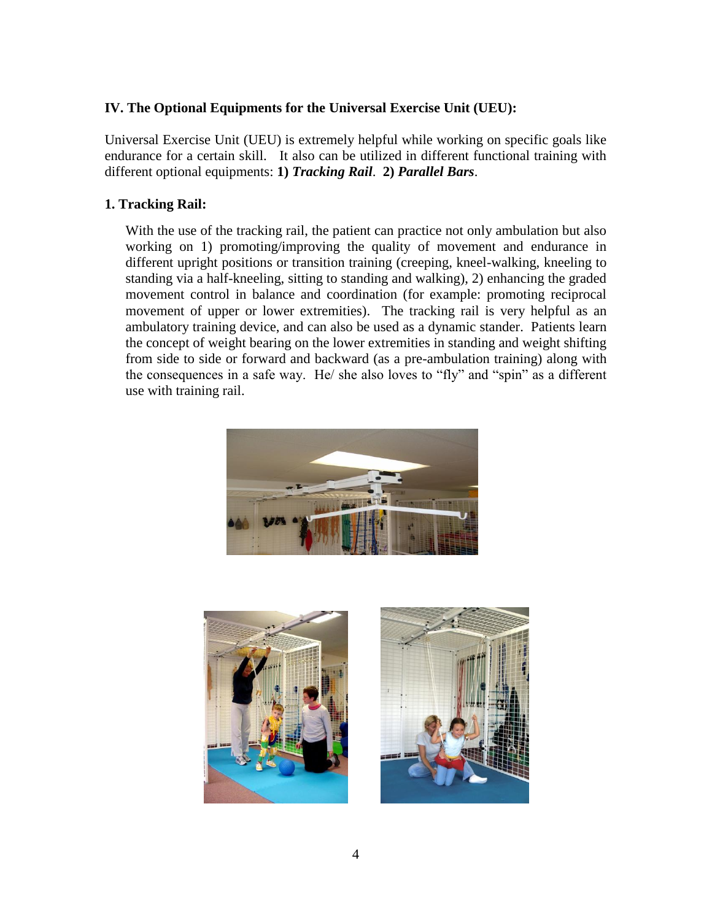### IV. The Optional Equipments for the Universal Exercise Unit (UEU):

Universal Exercise Unit (UEU) is extremely helpful while working on specific goals like endurance for a certain skill. It also can be utilized in different functional training with different optional equipments: **1)** ***Tracking Rail***. **2)** ***Parallel Bars***.

#### 1. Tracking Rail:

With the use of the tracking rail, the patient can practice not only ambulation but also working on 1) promoting/improving the quality of movement and endurance in different upright positions or transition training (creeping, kneel-walking, kneeling to standing via a half-kneeling, sitting to standing and walking), 2) enhancing the graded movement control in balance and coordination (for example: promoting reciprocal movement of upper or lower extremities). The tracking rail is very helpful as an ambulatory training device, and can also be used as a dynamic stander. Patients learn the concept of weight bearing on the lower extremities in standing and weight shifting from side to side or forward and backward (as a pre-ambulation training) along with the consequences in a safe way. He/ she also loves to "fly" and "spin" as a different use with training rail.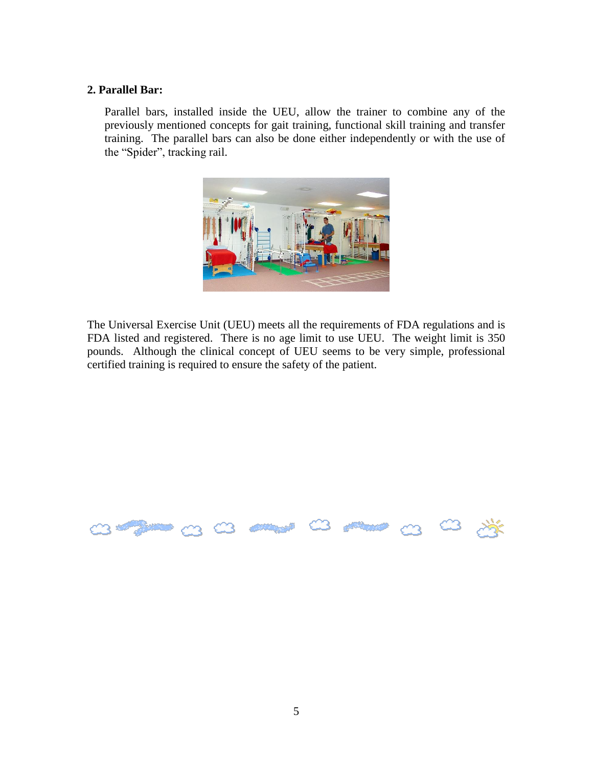**2. Parallel Bar:**

Parallel bars, installed inside the UEU, allow the trainer to combine any of the previously mentioned concepts for gait training, functional skill training and transfer training. The parallel bars can also be done either independently or with the use of the "Spider", tracking rail.

The Universal Exercise Unit (UEU) meets all the requirements of FDA regulations and is FDA listed and registered. There is no age limit to use UEU. The weight limit is 350 pounds. Although the clinical concept of UEU seems to be very simple, professional certified training is required to ensure the safety of the patient.